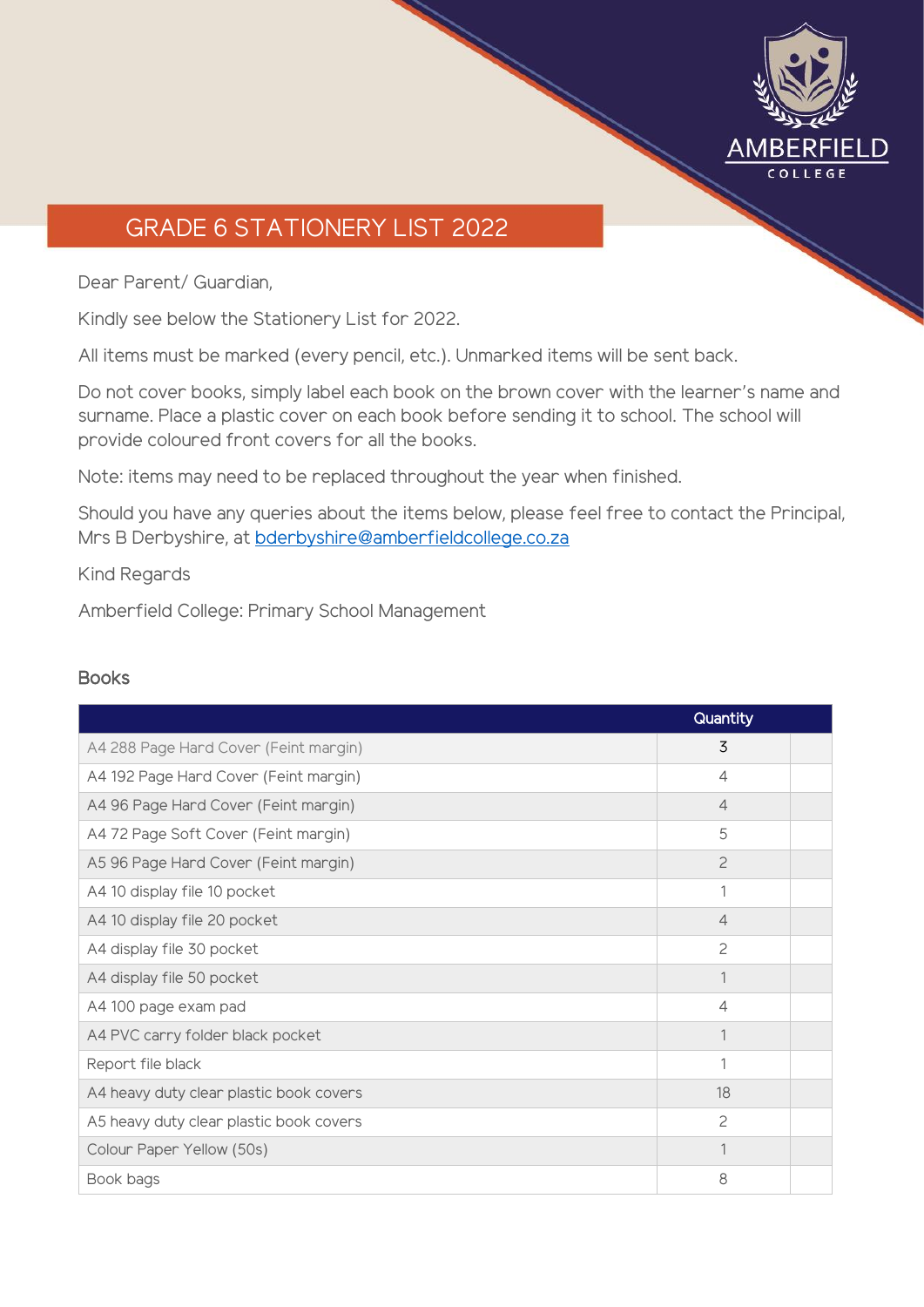AMBERFIELD COLLEGE

# GRADE 6 STATIONERY LIST 2022

Dear Parent/ Guardian,

Kindly see below the Stationery List for 2022.

All items must be marked (every pencil, etc.). Unmarked items will be sent back.

Do not cover books, simply label each book on the brown cover with the learner's name and surname. Place a plastic cover on each book before sending it to school. The school will provide coloured front covers for all the books.

Note: items may need to be replaced throughout the year when finished.

Should you have any queries about the items below, please feel free to contact the Principal, Mrs B Derbyshire, at bderbyshire@amberfieldcollege.co.za

Kind Regards

Amberfield College: Primary School Management

## Books

| | Quantity | |
|---|---|---|
| A4 288 Page Hard Cover (Feint margin) | 3 | |
| A4 192 Page Hard Cover (Feint margin) | 4 | |
| A4 96 Page Hard Cover (Feint margin) | 4 | |
| A4 72 Page Soft Cover (Feint margin) | 5 | |
| A5 96 Page Hard Cover (Feint margin) | 2 | |
| A4 10 display file 10 pocket | 1 | |
| A4 10 display file 20 pocket | 4 | |
| A4 display file 30 pocket | 2 | |
| A4 display file 50 pocket | 1 | |
| A4 100 page exam pad | 4 | |
| A4 PVC carry folder black pocket | 1 | |
| Report file black | 1 | |
| A4 heavy duty clear plastic book covers | 18 | |
| A5 heavy duty clear plastic book covers | 2 | |
| Colour Paper Yellow (50s) | 1 | |
| Book bags | 8 | |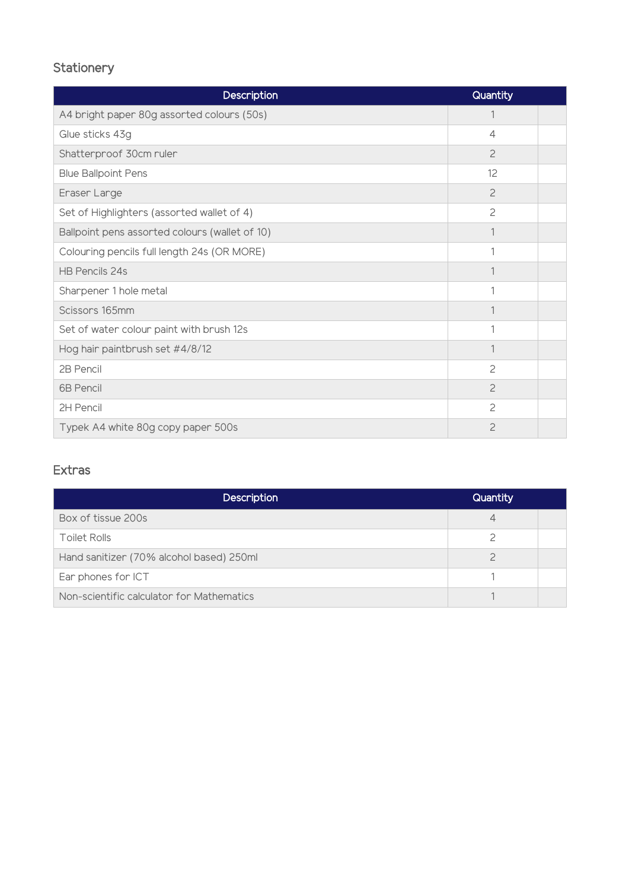## Stationery

| Description | Quantity | |
|---|---|---|
| A4 bright paper 80g assorted colours (50s) | 1 | |
| Glue sticks 43g | 4 | |
| Shatterproof 30cm ruler | 2 | |
| Blue Ballpoint Pens | 12 | |
| Eraser Large | 2 | |
| Set of Highlighters (assorted wallet of 4) | 2 | |
| Ballpoint pens assorted colours (wallet of 10) | 1 | |
| Colouring pencils full length 24s (OR MORE) | 1 | |
| HB Pencils 24s | 1 | |
| Sharpener 1 hole metal | 1 | |
| Scissors 165mm | 1 | |
| Set of water colour paint with brush 12s | 1 | |
| Hog hair paintbrush set #4/8/12 | 1 | |
| 2B Pencil | 2 | |
| 6B Pencil | 2 | |
| 2H Pencil | 2 | |
| Typek A4 white 80g copy paper 500s | 2 | |

## Extras

| Description | Quantity | |
|---|---|---|
| Box of tissue 200s | 4 | |
| Toilet Rolls | 2 | |
| Hand sanitizer (70% alcohol based) 250ml | 2 | |
| Ear phones for ICT | 1 | |
| Non-scientific calculator for Mathematics | 1 | |